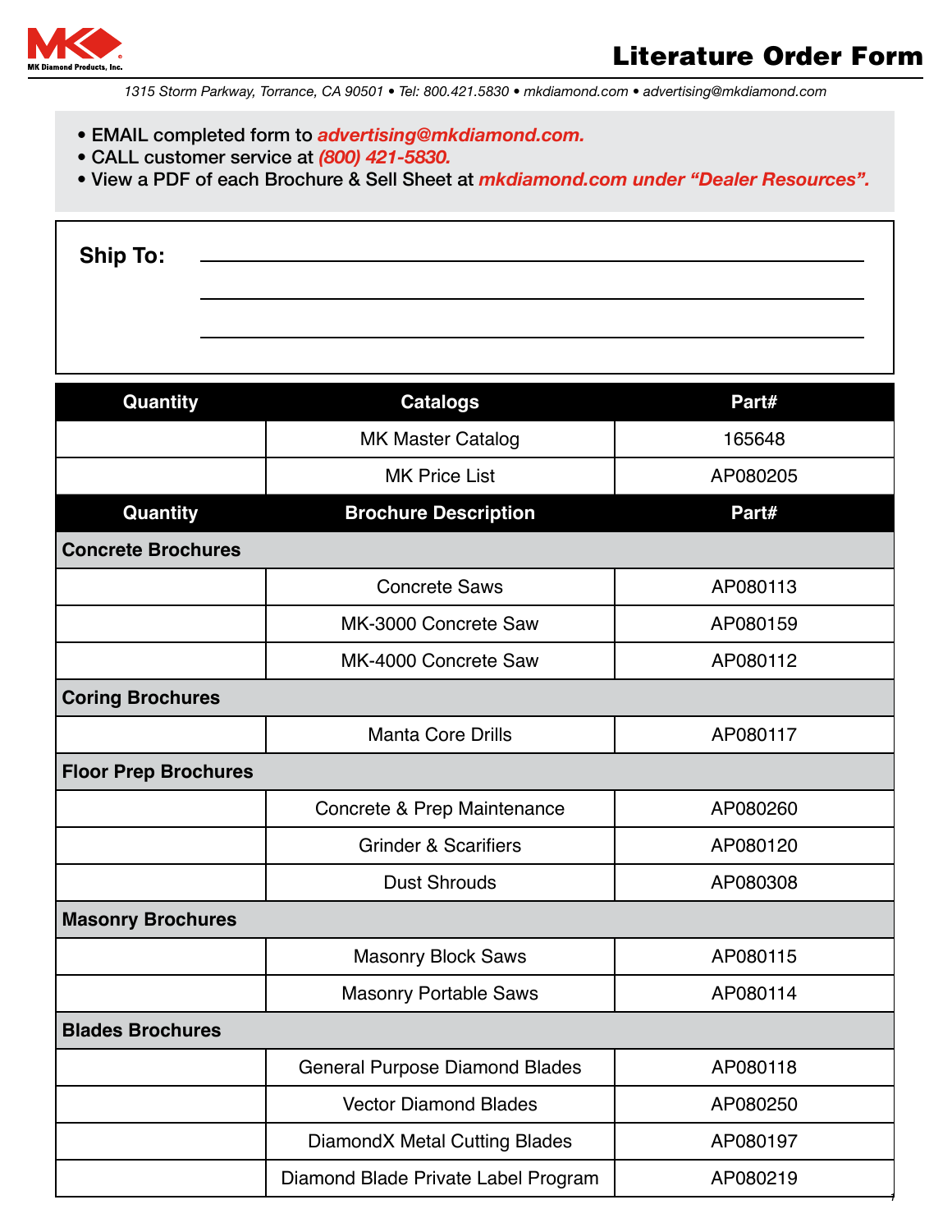MK Diamond Products, Inc.

# Literature Order Form

*1315 Storm Parkway, Torrance, CA 90501 • Tel: 800.421.5830 • mkdiamond.com • advertising@mkdiamond.com*

- EMAIL completed form to ***advertising@mkdiamond.com.***
- CALL customer service at ***(800) 421-5830.***
- View a PDF of each Brochure & Sell Sheet at ***mkdiamond.com under "Dealer Resources".***

**Ship To:** ______________________________

______________________________

______________________________

| Quantity | Catalogs | Part# |
|---|---|---|
| | MK Master Catalog | 165648 |
| | MK Price List | AP080205 |
| **Quantity** | **Brochure Description** | **Part#** |
| **Concrete Brochures** | | |
| | Concrete Saws | AP080113 |
| | MK-3000 Concrete Saw | AP080159 |
| | MK-4000 Concrete Saw | AP080112 |
| **Coring Brochures** | | |
| | Manta Core Drills | AP080117 |
| **Floor Prep Brochures** | | |
| | Concrete & Prep Maintenance | AP080260 |
| | Grinder & Scarifiers | AP080120 |
| | Dust Shrouds | AP080308 |
| **Masonry Brochures** | | |
| | Masonry Block Saws | AP080115 |
| | Masonry Portable Saws | AP080114 |
| **Blades Brochures** | | |
| | General Purpose Diamond Blades | AP080118 |
| | Vector Diamond Blades | AP080250 |
| | DiamondX Metal Cutting Blades | AP080197 |
| | Diamond Blade Private Label Program | AP080219 |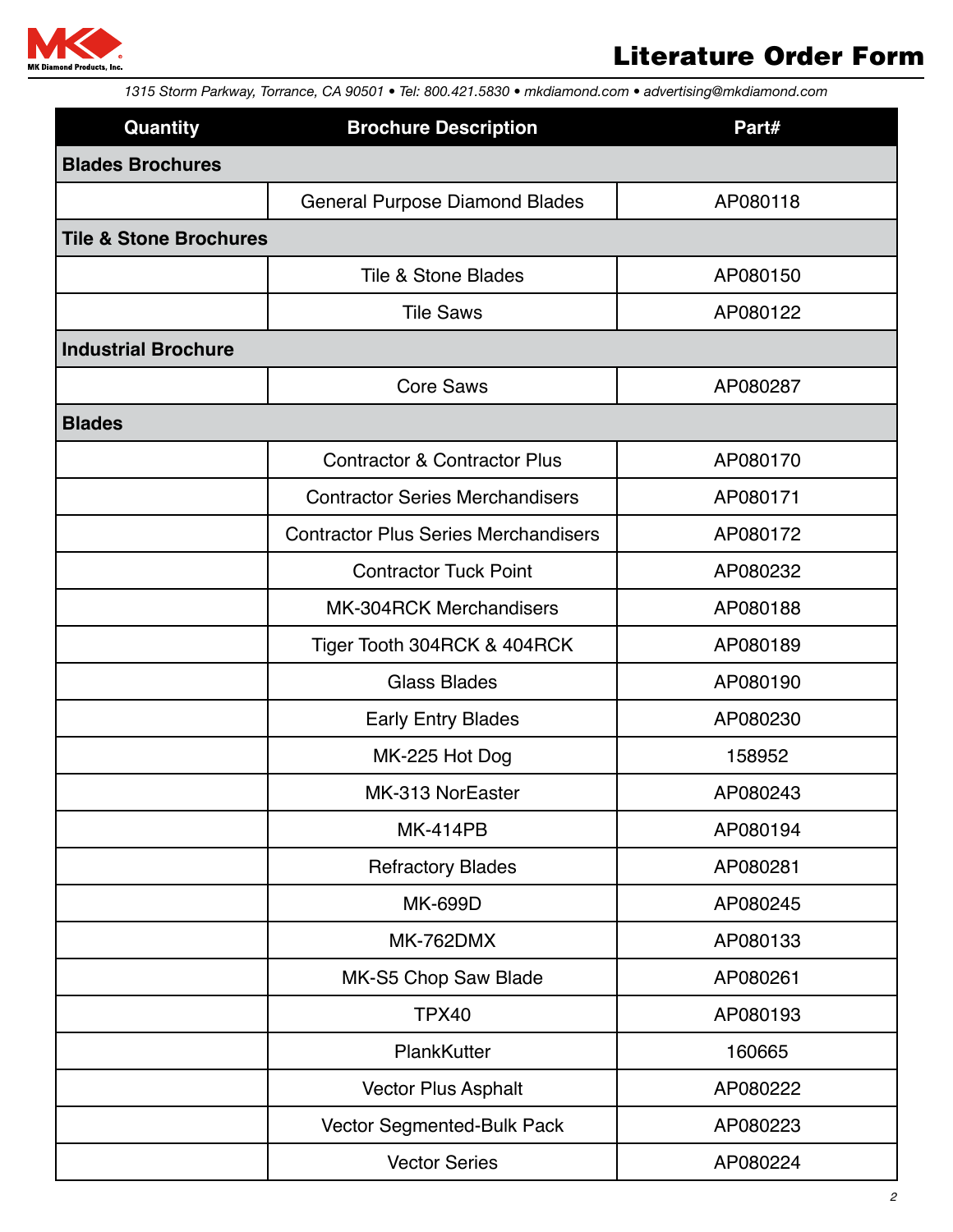# Literature Order Form

*1315 Storm Parkway, Torrance, CA 90501 • Tel: 800.421.5830 • mkdiamond.com • advertising@mkdiamond.com*

| Quantity | Brochure Description | Part# |
|---|---|---|
| **Blades Brochures** | | |
| | General Purpose Diamond Blades | AP080118 |
| **Tile & Stone Brochures** | | |
| | Tile & Stone Blades | AP080150 |
| | Tile Saws | AP080122 |
| **Industrial Brochure** | | |
| | Core Saws | AP080287 |
| **Blades** | | |
| | Contractor & Contractor Plus | AP080170 |
| | Contractor Series Merchandisers | AP080171 |
| | Contractor Plus Series Merchandisers | AP080172 |
| | Contractor Tuck Point | AP080232 |
| | MK-304RCK Merchandisers | AP080188 |
| | Tiger Tooth 304RCK & 404RCK | AP080189 |
| | Glass Blades | AP080190 |
| | Early Entry Blades | AP080230 |
| | MK-225 Hot Dog | 158952 |
| | MK-313 NorEaster | AP080243 |
| | MK-414PB | AP080194 |
| | Refractory Blades | AP080281 |
| | MK-699D | AP080245 |
| | MK-762DMX | AP080133 |
| | MK-S5 Chop Saw Blade | AP080261 |
| | TPX40 | AP080193 |
| | PlankKutter | 160665 |
| | Vector Plus Asphalt | AP080222 |
| | Vector Segmented-Bulk Pack | AP080223 |
| | Vector Series | AP080224 |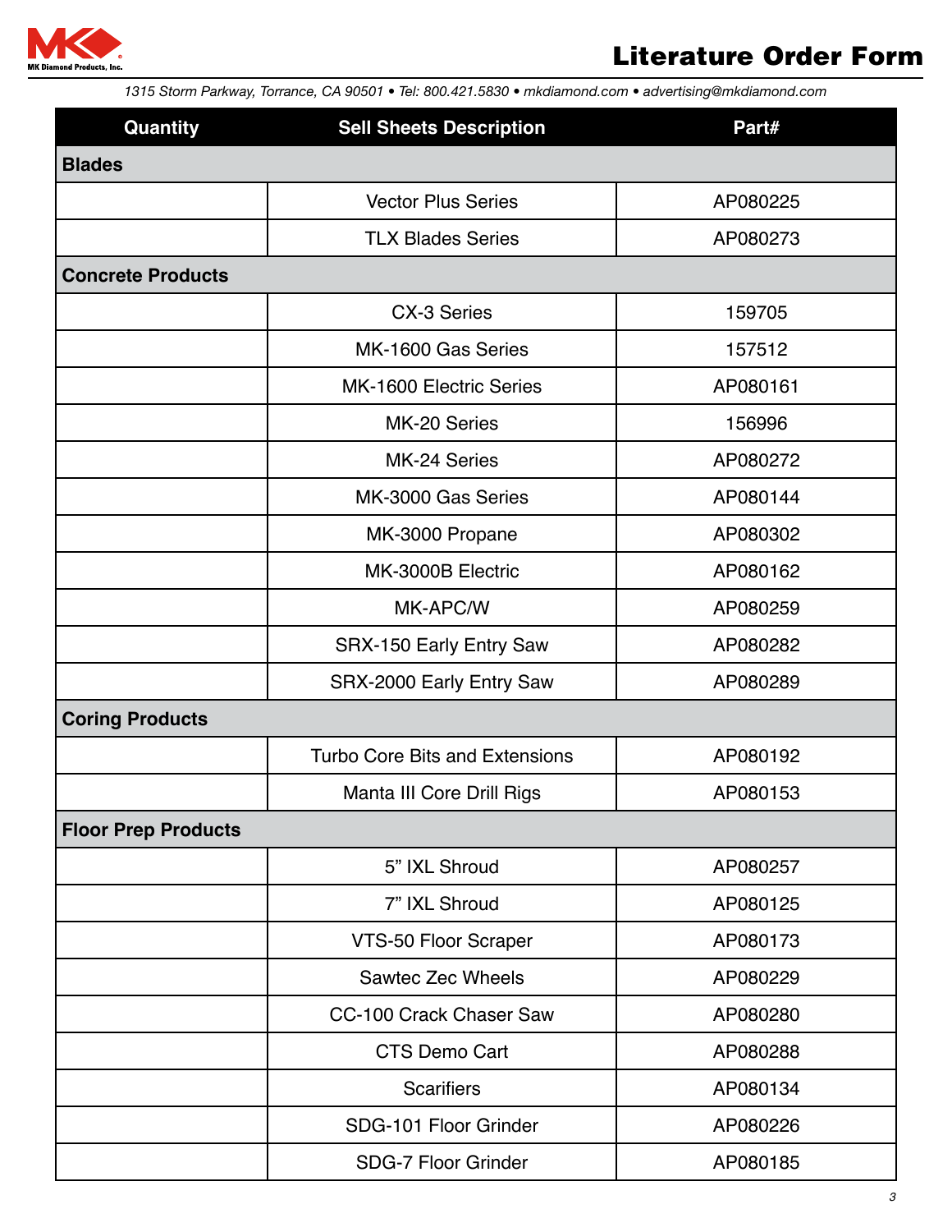# Literature Order Form

*1315 Storm Parkway, Torrance, CA 90501 • Tel: 800.421.5830 • mkdiamond.com • advertising@mkdiamond.com*

| Quantity | Sell Sheets Description | Part# |
|---|---|---|
| **Blades** | | |
| | Vector Plus Series | AP080225 |
| | TLX Blades Series | AP080273 |
| **Concrete Products** | | |
| | CX-3 Series | 159705 |
| | MK-1600 Gas Series | 157512 |
| | MK-1600 Electric Series | AP080161 |
| | MK-20 Series | 156996 |
| | MK-24 Series | AP080272 |
| | MK-3000 Gas Series | AP080144 |
| | MK-3000 Propane | AP080302 |
| | MK-3000B Electric | AP080162 |
| | MK-APC/W | AP080259 |
| | SRX-150 Early Entry Saw | AP080282 |
| | SRX-2000 Early Entry Saw | AP080289 |
| **Coring Products** | | |
| | Turbo Core Bits and Extensions | AP080192 |
| | Manta III Core Drill Rigs | AP080153 |
| **Floor Prep Products** | | |
| | 5” IXL Shroud | AP080257 |
| | 7” IXL Shroud | AP080125 |
| | VTS-50 Floor Scraper | AP080173 |
| | Sawtec Zec Wheels | AP080229 |
| | CC-100 Crack Chaser Saw | AP080280 |
| | CTS Demo Cart | AP080288 |
| | Scarifiers | AP080134 |
| | SDG-101 Floor Grinder | AP080226 |
| | SDG-7 Floor Grinder | AP080185 |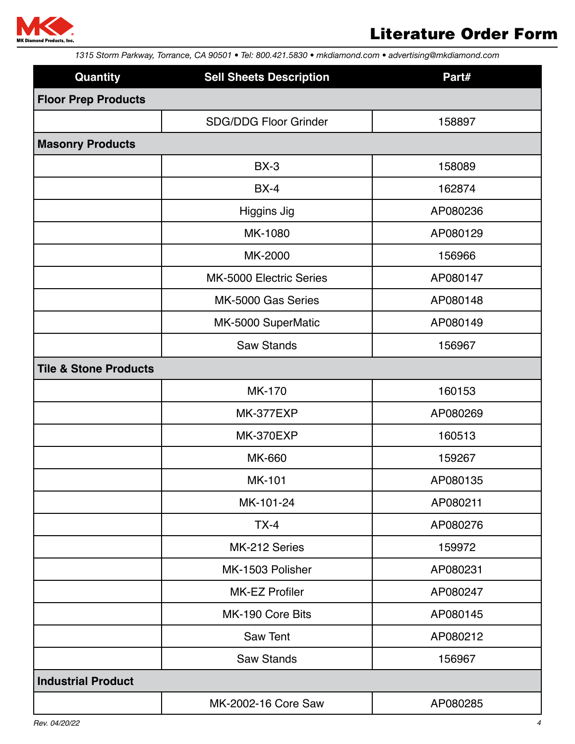# Literature Order Form

*1315 Storm Parkway, Torrance, CA 90501 • Tel: 800.421.5830 • mkdiamond.com • advertising@mkdiamond.com*

| Quantity | Sell Sheets Description | Part# |
|---|---|---|
| **Floor Prep Products** | | |
| | SDG/DDG Floor Grinder | 158897 |
| **Masonry Products** | | |
| | BX-3 | 158089 |
| | BX-4 | 162874 |
| | Higgins Jig | AP080236 |
| | MK-1080 | AP080129 |
| | MK-2000 | 156966 |
| | MK-5000 Electric Series | AP080147 |
| | MK-5000 Gas Series | AP080148 |
| | MK-5000 SuperMatic | AP080149 |
| | Saw Stands | 156967 |
| **Tile & Stone Products** | | |
| | MK-170 | 160153 |
| | MK-377EXP | AP080269 |
| | MK-370EXP | 160513 |
| | MK-660 | 159267 |
| | MK-101 | AP080135 |
| | MK-101-24 | AP080211 |
| | TX-4 | AP080276 |
| | MK-212 Series | 159972 |
| | MK-1503 Polisher | AP080231 |
| | MK-EZ Profiler | AP080247 |
| | MK-190 Core Bits | AP080145 |
| | Saw Tent | AP080212 |
| | Saw Stands | 156967 |
| **Industrial Product** | | |
| | MK-2002-16 Core Saw | AP080285 |

*Rev. 04/20/22*